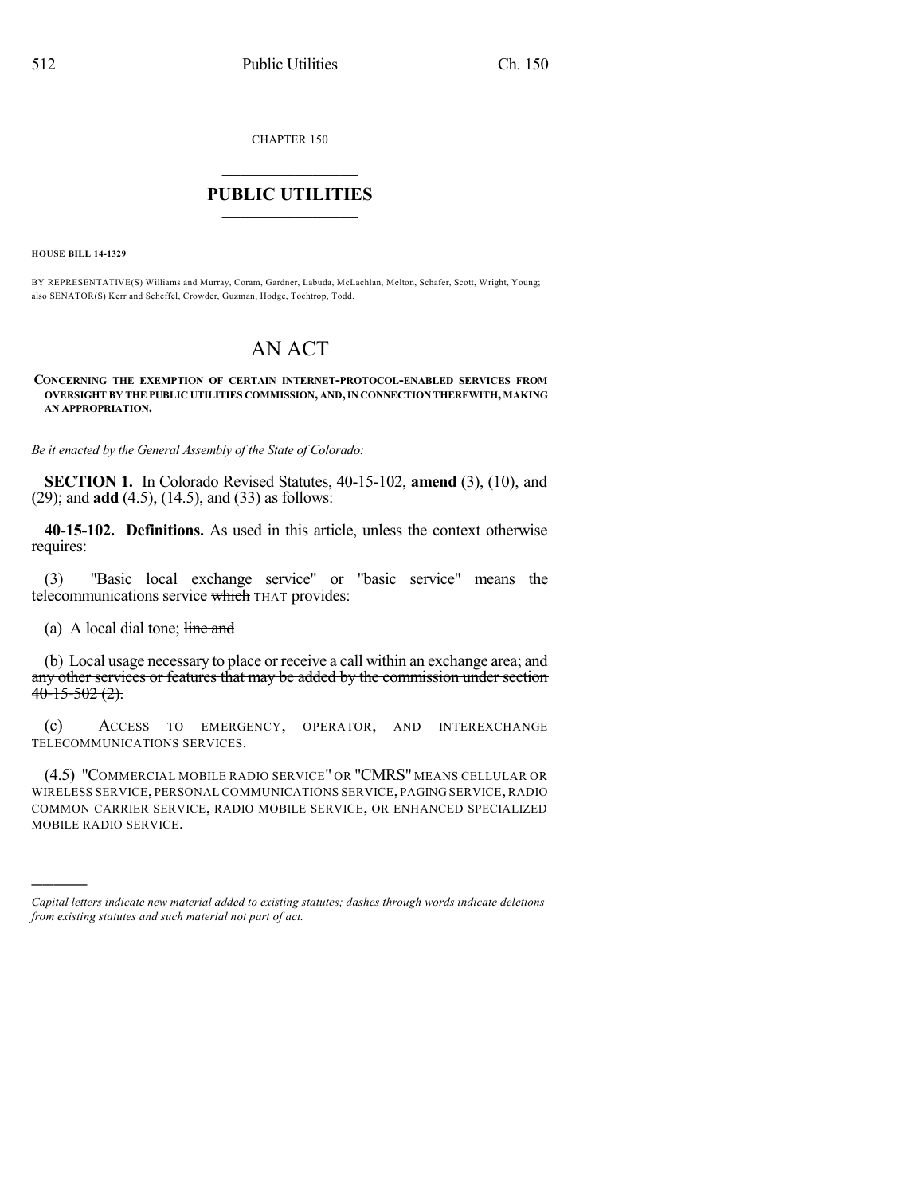CHAPTER 150

# PUBLIC UTILITIES

**HOUSE BILL 14-1329**

BY REPRESENTATIVE(S) Williams and Murray, Coram, Gardner, Labuda, McLachlan, Melton, Schafer, Scott, Wright, Young; also SENATOR(S) Kerr and Scheffel, Crowder, Guzman, Hodge, Tochtrop, Todd.

# AN ACT

**CONCERNING THE EXEMPTION OF CERTAIN INTERNET-PROTOCOL-ENABLED SERVICES FROM OVERSIGHT BY THE PUBLIC UTILITIES COMMISSION, AND, IN CONNECTION THEREWITH, MAKING AN APPROPRIATION.**

*Be it enacted by the General Assembly of the State of Colorado:*

**SECTION 1.** In Colorado Revised Statutes, 40-15-102, **amend** (3), (10), and (29); and **add** (4.5), (14.5), and (33) as follows:

**40-15-102. Definitions.** As used in this article, unless the context otherwise requires:

(3) "Basic local exchange service" or "basic service" means the telecommunications service ~~which~~ THAT provides:

(a) A local dial tone; ~~line and~~

(b) Local usage necessary to place or receive a call within an exchange area; and ~~any other services or features that may be added by the commission under section 40-15-502 (2).~~

(c) ACCESS TO EMERGENCY, OPERATOR, AND INTEREXCHANGE TELECOMMUNICATIONS SERVICES.

(4.5) "COMMERCIAL MOBILE RADIO SERVICE" OR "CMRS" MEANS CELLULAR OR WIRELESS SERVICE, PERSONAL COMMUNICATIONS SERVICE, PAGING SERVICE, RADIO COMMON CARRIER SERVICE, RADIO MOBILE SERVICE, OR ENHANCED SPECIALIZED MOBILE RADIO SERVICE.

*Capital letters indicate new material added to existing statutes; dashes through words indicate deletions from existing statutes and such material not part of act.*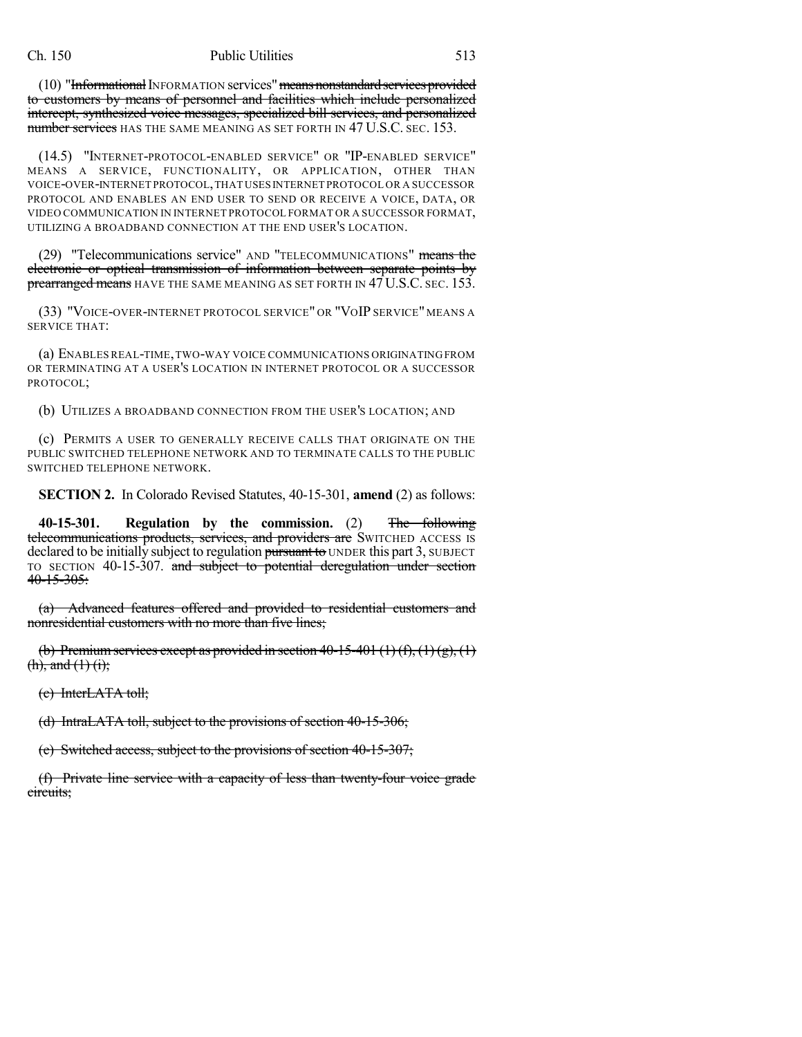(10) "~~Informational~~ INFORMATION services" ~~means nonstandard services provided to customers by means of personnel and facilities which include personalized intercept, synthesized voice messages, specialized bill services, and personalized number services~~ HAS THE SAME MEANING AS SET FORTH IN 47 U.S.C. SEC. 153.

(14.5) "INTERNET-PROTOCOL-ENABLED SERVICE" OR "IP-ENABLED SERVICE" MEANS A SERVICE, FUNCTIONALITY, OR APPLICATION, OTHER THAN VOICE-OVER-INTERNET PROTOCOL, THAT USES INTERNET PROTOCOL OR A SUCCESSOR PROTOCOL AND ENABLES AN END USER TO SEND OR RECEIVE A VOICE, DATA, OR VIDEO COMMUNICATION IN INTERNET PROTOCOL FORMAT OR A SUCCESSOR FORMAT, UTILIZING A BROADBAND CONNECTION AT THE END USER'S LOCATION.

(29) "Telecommunications service" AND "TELECOMMUNICATIONS" ~~means the electronic or optical transmission of information between separate points by prearranged means~~ HAVE THE SAME MEANING AS SET FORTH IN 47 U.S.C. SEC. 153.

(33) "VOICE-OVER-INTERNET PROTOCOL SERVICE" OR "VOIP SERVICE" MEANS A SERVICE THAT:

(a) ENABLES REAL-TIME, TWO-WAY VOICE COMMUNICATIONS ORIGINATING FROM OR TERMINATING AT A USER'S LOCATION IN INTERNET PROTOCOL OR A SUCCESSOR PROTOCOL;

(b) UTILIZES A BROADBAND CONNECTION FROM THE USER'S LOCATION; AND

(c) PERMITS A USER TO GENERALLY RECEIVE CALLS THAT ORIGINATE ON THE PUBLIC SWITCHED TELEPHONE NETWORK AND TO TERMINATE CALLS TO THE PUBLIC SWITCHED TELEPHONE NETWORK.

**SECTION 2.** In Colorado Revised Statutes, 40-15-301, **amend** (2) as follows:

**40-15-301. Regulation by the commission.** (2) ~~The following telecommunications products, services, and providers are~~ SWITCHED ACCESS IS declared to be initially subject to regulation ~~pursuant to~~ UNDER this part 3, SUBJECT TO SECTION 40-15-307. ~~and subject to potential deregulation under section 40-15-305:~~

~~(a) Advanced features offered and provided to residential customers and nonresidential customers with no more than five lines;~~

~~(b) Premium services except as provided in section 40-15-401 (1) (f), (1) (g), (1) (h), and (1) (i);~~

~~(c) InterLATA toll;~~

~~(d) IntraLATA toll, subject to the provisions of section 40-15-306;~~

~~(e) Switched access, subject to the provisions of section 40-15-307;~~

~~(f) Private line service with a capacity of less than twenty-four voice grade circuits;~~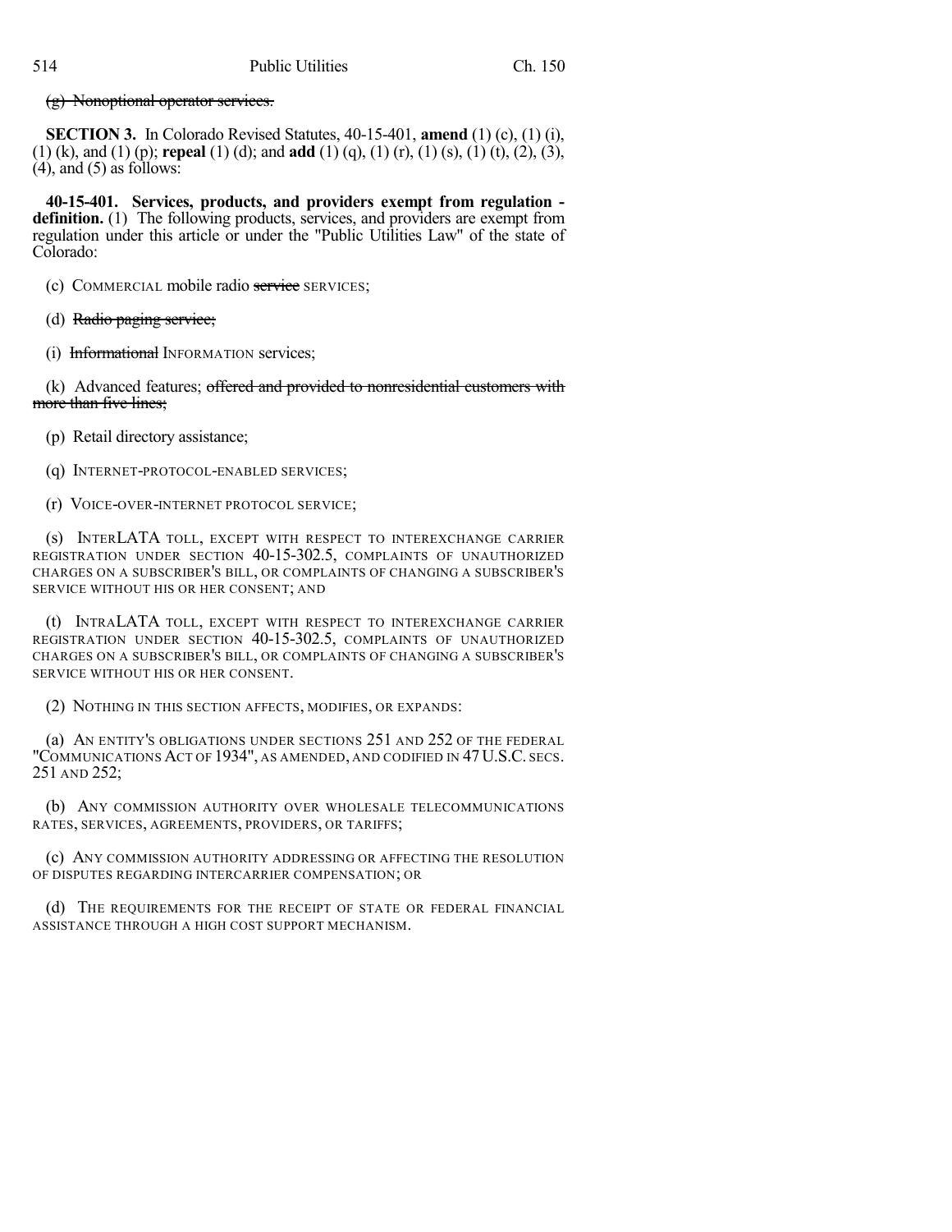~~(g) Nonoptional operator services.~~

**SECTION 3.** In Colorado Revised Statutes, 40-15-401, **amend** (1) (c), (1) (i), (1) (k), and (1) (p); **repeal** (1) (d); and **add** (1) (q), (1) (r), (1) (s), (1) (t), (2), (3), (4), and (5) as follows:

**40-15-401. Services, products, and providers exempt from regulation - definition.** (1) The following products, services, and providers are exempt from regulation under this article or under the "Public Utilities Law" of the state of Colorado:

(c) COMMERCIAL mobile radio ~~service~~ SERVICES;

(d) ~~Radio paging service;~~

(i) ~~Informational~~ INFORMATION services;

(k) Advanced features; ~~offered and provided to nonresidential customers with more than five lines;~~

(p) Retail directory assistance;

(q) INTERNET-PROTOCOL-ENABLED SERVICES;

(r) VOICE-OVER-INTERNET PROTOCOL SERVICE;

(s) INTERLATA TOLL, EXCEPT WITH RESPECT TO INTEREXCHANGE CARRIER REGISTRATION UNDER SECTION 40-15-302.5, COMPLAINTS OF UNAUTHORIZED CHARGES ON A SUBSCRIBER'S BILL, OR COMPLAINTS OF CHANGING A SUBSCRIBER'S SERVICE WITHOUT HIS OR HER CONSENT; AND

(t) INTRALATA TOLL, EXCEPT WITH RESPECT TO INTEREXCHANGE CARRIER REGISTRATION UNDER SECTION 40-15-302.5, COMPLAINTS OF UNAUTHORIZED CHARGES ON A SUBSCRIBER'S BILL, OR COMPLAINTS OF CHANGING A SUBSCRIBER'S SERVICE WITHOUT HIS OR HER CONSENT.

(2) NOTHING IN THIS SECTION AFFECTS, MODIFIES, OR EXPANDS:

(a) AN ENTITY'S OBLIGATIONS UNDER SECTIONS 251 AND 252 OF THE FEDERAL "COMMUNICATIONS ACT OF 1934", AS AMENDED, AND CODIFIED IN 47 U.S.C. SECS. 251 AND 252;

(b) ANY COMMISSION AUTHORITY OVER WHOLESALE TELECOMMUNICATIONS RATES, SERVICES, AGREEMENTS, PROVIDERS, OR TARIFFS;

(c) ANY COMMISSION AUTHORITY ADDRESSING OR AFFECTING THE RESOLUTION OF DISPUTES REGARDING INTERCARRIER COMPENSATION; OR

(d) THE REQUIREMENTS FOR THE RECEIPT OF STATE OR FEDERAL FINANCIAL ASSISTANCE THROUGH A HIGH COST SUPPORT MECHANISM.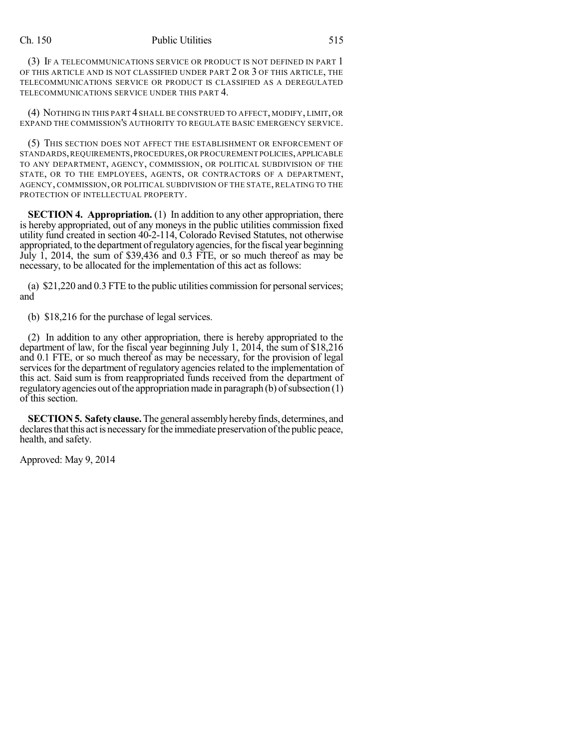(3) IF A TELECOMMUNICATIONS SERVICE OR PRODUCT IS NOT DEFINED IN PART 1 OF THIS ARTICLE AND IS NOT CLASSIFIED UNDER PART 2 OR 3 OF THIS ARTICLE, THE TELECOMMUNICATIONS SERVICE OR PRODUCT IS CLASSIFIED AS A DEREGULATED TELECOMMUNICATIONS SERVICE UNDER THIS PART 4.

(4) NOTHING IN THIS PART 4 SHALL BE CONSTRUED TO AFFECT, MODIFY, LIMIT, OR EXPAND THE COMMISSION'S AUTHORITY TO REGULATE BASIC EMERGENCY SERVICE.

(5) THIS SECTION DOES NOT AFFECT THE ESTABLISHMENT OR ENFORCEMENT OF STANDARDS, REQUIREMENTS, PROCEDURES, OR PROCUREMENT POLICIES, APPLICABLE TO ANY DEPARTMENT, AGENCY, COMMISSION, OR POLITICAL SUBDIVISION OF THE STATE, OR TO THE EMPLOYEES, AGENTS, OR CONTRACTORS OF A DEPARTMENT, AGENCY, COMMISSION, OR POLITICAL SUBDIVISION OF THE STATE, RELATING TO THE PROTECTION OF INTELLECTUAL PROPERTY.

**SECTION 4. Appropriation.** (1) In addition to any other appropriation, there is hereby appropriated, out of any moneys in the public utilities commission fixed utility fund created in section 40-2-114, Colorado Revised Statutes, not otherwise appropriated, to the department of regulatory agencies, for the fiscal year beginning July 1, 2014, the sum of $39,436 and 0.3 FTE, or so much thereof as may be necessary, to be allocated for the implementation of this act as follows:

(a) $21,220 and 0.3 FTE to the public utilities commission for personal services; and

(b) $18,216 for the purchase of legal services.

(2) In addition to any other appropriation, there is hereby appropriated to the department of law, for the fiscal year beginning July 1, 2014, the sum of $18,216 and 0.1 FTE, or so much thereof as may be necessary, for the provision of legal services for the department of regulatory agencies related to the implementation of this act. Said sum is from reappropriated funds received from the department of regulatory agencies out of the appropriation made in paragraph (b) of subsection (1) of this section.

**SECTION 5. Safety clause.** The general assembly hereby finds, determines, and declares that this act is necessary for the immediate preservation of the public peace, health, and safety.

Approved: May 9, 2014